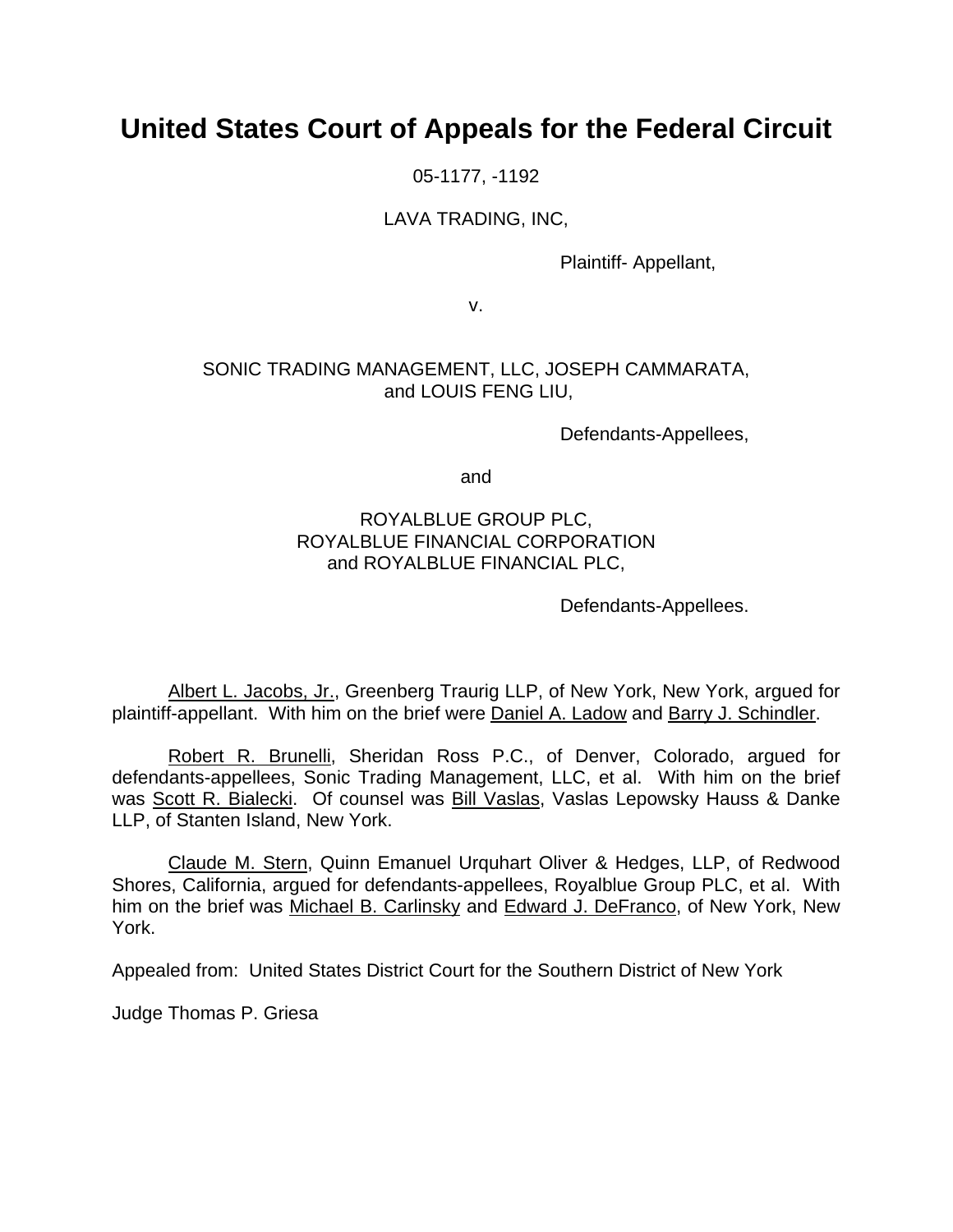# United States Court of Appeals for the Federal Circuit

05-1177, -1192

LAVA TRADING, INC,

Plaintiff- Appellant,

v.

SONIC TRADING MANAGEMENT, LLC, JOSEPH CAMMARATA, and LOUIS FENG LIU,

Defendants-Appellees,

and

ROYALBLUE GROUP PLC, ROYALBLUE FINANCIAL CORPORATION and ROYALBLUE FINANCIAL PLC,

Defendants-Appellees.

Albert L. Jacobs, Jr., Greenberg Traurig LLP, of New York, New York, argued for plaintiff-appellant. With him on the brief were Daniel A. Ladow and Barry J. Schindler.

Robert R. Brunelli, Sheridan Ross P.C., of Denver, Colorado, argued for defendants-appellees, Sonic Trading Management, LLC, et al. With him on the brief was Scott R. Bialecki. Of counsel was Bill Vaslas, Vaslas Lepowsky Hauss & Danke LLP, of Stanten Island, New York.

Claude M. Stern, Quinn Emanuel Urquhart Oliver & Hedges, LLP, of Redwood Shores, California, argued for defendants-appellees, Royalblue Group PLC, et al. With him on the brief was Michael B. Carlinsky and Edward J. DeFranco, of New York, New York.

Appealed from: United States District Court for the Southern District of New York

Judge Thomas P. Griesa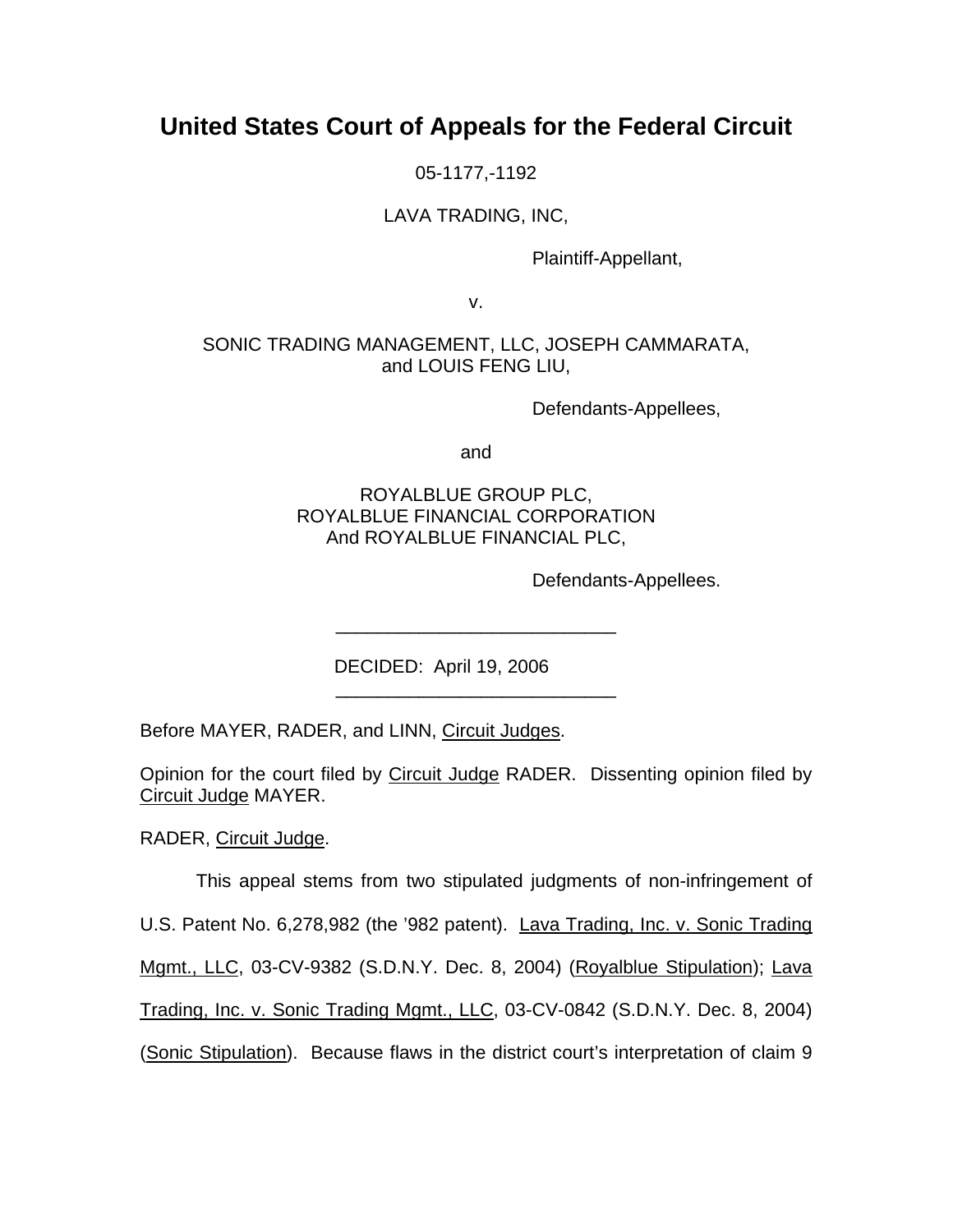# United States Court of Appeals for the Federal Circuit

05-1177,-1192

LAVA TRADING, INC,

Plaintiff-Appellant,

v.

SONIC TRADING MANAGEMENT, LLC, JOSEPH CAMMARATA, and LOUIS FENG LIU,

Defendants-Appellees,

and

ROYALBLUE GROUP PLC, ROYALBLUE FINANCIAL CORPORATION And ROYALBLUE FINANCIAL PLC,

Defendants-Appellees.

---

DECIDED: April 19, 2006

---

Before MAYER, RADER, and LINN, Circuit Judges.

Opinion for the court filed by Circuit Judge RADER. Dissenting opinion filed by Circuit Judge MAYER.

RADER, Circuit Judge.

This appeal stems from two stipulated judgments of non-infringement of U.S. Patent No. 6,278,982 (the '982 patent). Lava Trading, Inc. v. Sonic Trading Mgmt., LLC, 03-CV-9382 (S.D.N.Y. Dec. 8, 2004) (Royalblue Stipulation); Lava Trading, Inc. v. Sonic Trading Mgmt., LLC, 03-CV-0842 (S.D.N.Y. Dec. 8, 2004) (Sonic Stipulation). Because flaws in the district court's interpretation of claim 9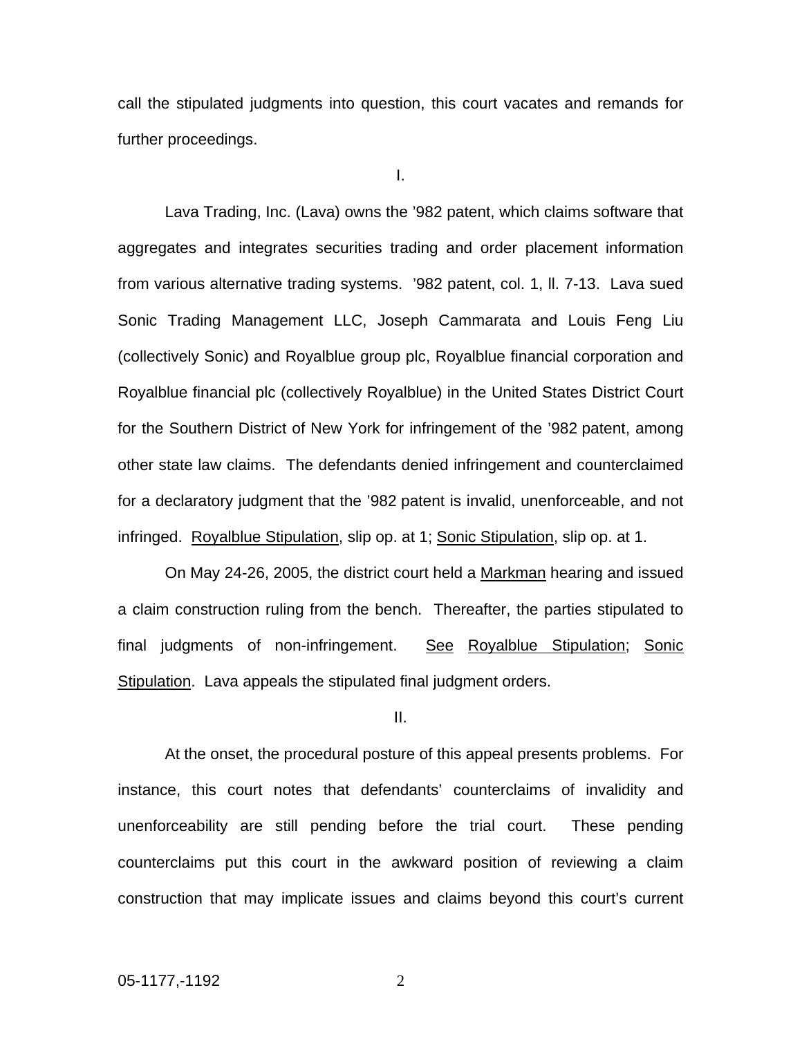call the stipulated judgments into question, this court vacates and remands for further proceedings.

I.

Lava Trading, Inc. (Lava) owns the ’982 patent, which claims software that aggregates and integrates securities trading and order placement information from various alternative trading systems. ’982 patent, col. 1, ll. 7-13. Lava sued Sonic Trading Management LLC, Joseph Cammarata and Louis Feng Liu (collectively Sonic) and Royalblue group plc, Royalblue financial corporation and Royalblue financial plc (collectively Royalblue) in the United States District Court for the Southern District of New York for infringement of the ’982 patent, among other state law claims. The defendants denied infringement and counterclaimed for a declaratory judgment that the ’982 patent is invalid, unenforceable, and not infringed. Royalblue Stipulation, slip op. at 1; Sonic Stipulation, slip op. at 1.

On May 24-26, 2005, the district court held a Markman hearing and issued a claim construction ruling from the bench. Thereafter, the parties stipulated to final judgments of non-infringement. See Royalblue Stipulation; Sonic Stipulation. Lava appeals the stipulated final judgment orders.

II.

At the onset, the procedural posture of this appeal presents problems. For instance, this court notes that defendants’ counterclaims of invalidity and unenforceability are still pending before the trial court. These pending counterclaims put this court in the awkward position of reviewing a claim construction that may implicate issues and claims beyond this court’s current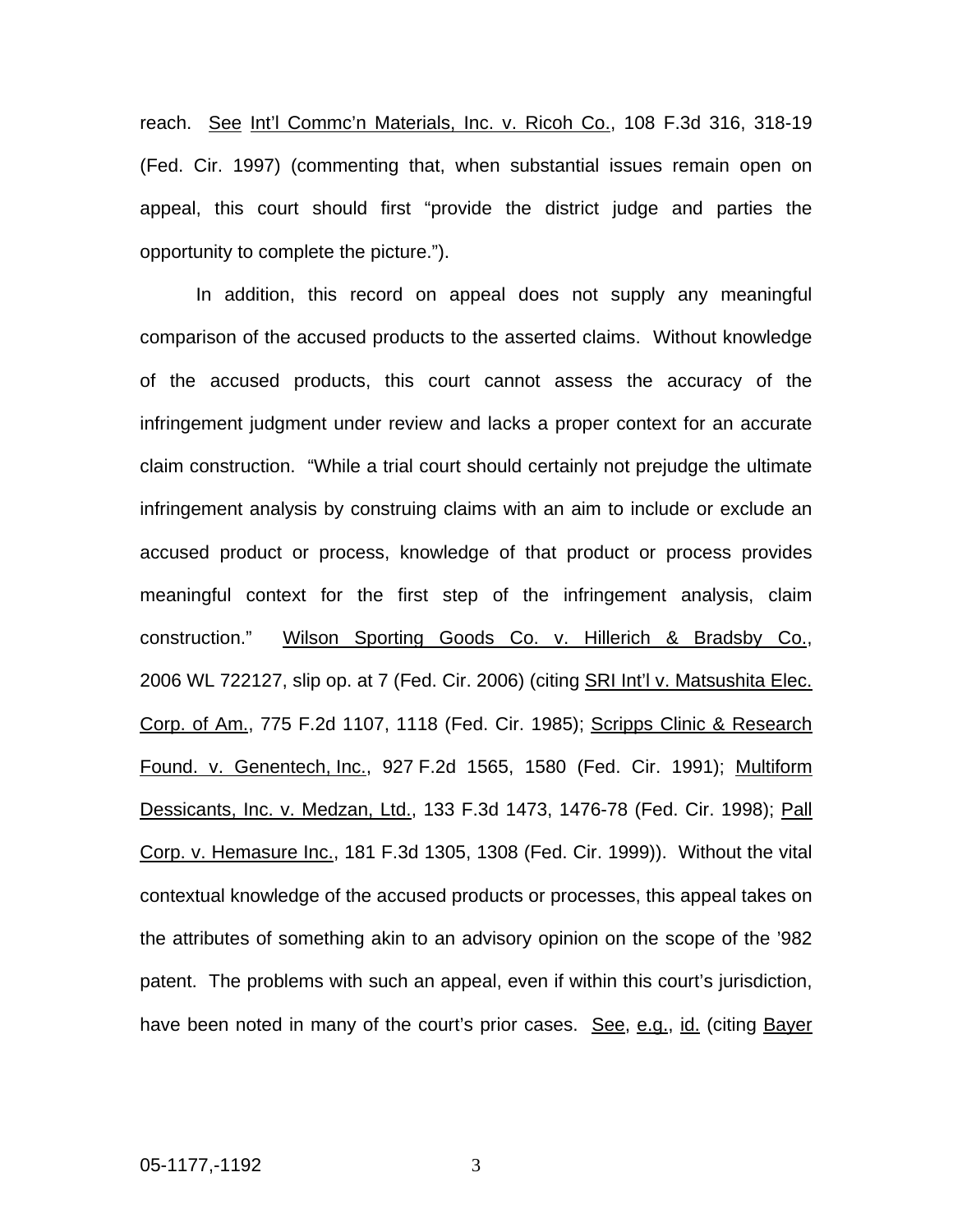reach. See Int'l Commc'n Materials, Inc. v. Ricoh Co., 108 F.3d 316, 318-19 (Fed. Cir. 1997) (commenting that, when substantial issues remain open on appeal, this court should first "provide the district judge and parties the opportunity to complete the picture.").

In addition, this record on appeal does not supply any meaningful comparison of the accused products to the asserted claims. Without knowledge of the accused products, this court cannot assess the accuracy of the infringement judgment under review and lacks a proper context for an accurate claim construction. "While a trial court should certainly not prejudge the ultimate infringement analysis by construing claims with an aim to include or exclude an accused product or process, knowledge of that product or process provides meaningful context for the first step of the infringement analysis, claim construction." Wilson Sporting Goods Co. v. Hillerich & Bradsby Co., 2006 WL 722127, slip op. at 7 (Fed. Cir. 2006) (citing SRI Int'l v. Matsushita Elec. Corp. of Am., 775 F.2d 1107, 1118 (Fed. Cir. 1985); Scripps Clinic & Research Found. v. Genentech, Inc., 927 F.2d 1565, 1580 (Fed. Cir. 1991); Multiform Dessicants, Inc. v. Medzan, Ltd., 133 F.3d 1473, 1476-78 (Fed. Cir. 1998); Pall Corp. v. Hemasure Inc., 181 F.3d 1305, 1308 (Fed. Cir. 1999)). Without the vital contextual knowledge of the accused products or processes, this appeal takes on the attributes of something akin to an advisory opinion on the scope of the '982 patent. The problems with such an appeal, even if within this court's jurisdiction, have been noted in many of the court's prior cases. See, e.g., id. (citing Bayer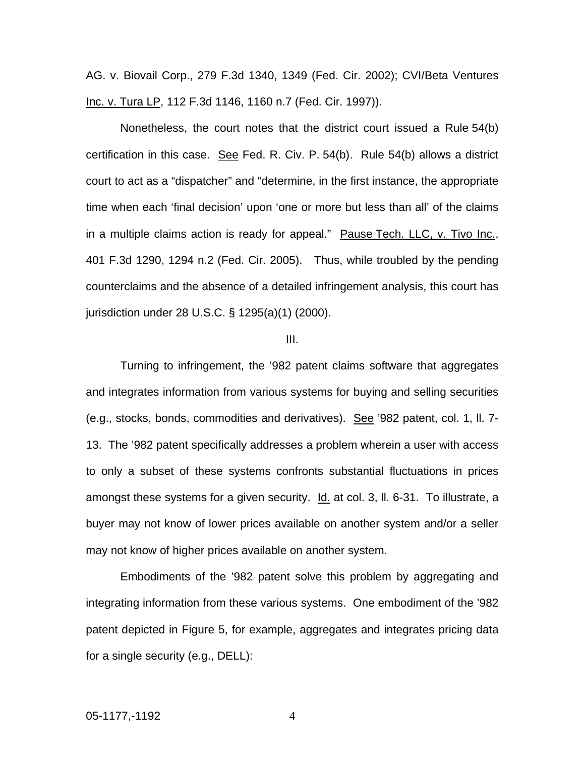AG. v. Biovail Corp., 279 F.3d 1340, 1349 (Fed. Cir. 2002); CVI/Beta Ventures Inc. v. Tura LP, 112 F.3d 1146, 1160 n.7 (Fed. Cir. 1997)).

Nonetheless, the court notes that the district court issued a Rule 54(b) certification in this case. See Fed. R. Civ. P. 54(b). Rule 54(b) allows a district court to act as a "dispatcher" and "determine, in the first instance, the appropriate time when each 'final decision' upon 'one or more but less than all' of the claims in a multiple claims action is ready for appeal." Pause Tech. LLC, v. Tivo Inc., 401 F.3d 1290, 1294 n.2 (Fed. Cir. 2005). Thus, while troubled by the pending counterclaims and the absence of a detailed infringement analysis, this court has jurisdiction under 28 U.S.C. § 1295(a)(1) (2000).

III.

Turning to infringement, the '982 patent claims software that aggregates and integrates information from various systems for buying and selling securities (e.g., stocks, bonds, commodities and derivatives). See '982 patent, col. 1, ll. 7-13. The '982 patent specifically addresses a problem wherein a user with access to only a subset of these systems confronts substantial fluctuations in prices amongst these systems for a given security. Id. at col. 3, ll. 6-31. To illustrate, a buyer may not know of lower prices available on another system and/or a seller may not know of higher prices available on another system.

Embodiments of the '982 patent solve this problem by aggregating and integrating information from these various systems. One embodiment of the '982 patent depicted in Figure 5, for example, aggregates and integrates pricing data for a single security (e.g., DELL):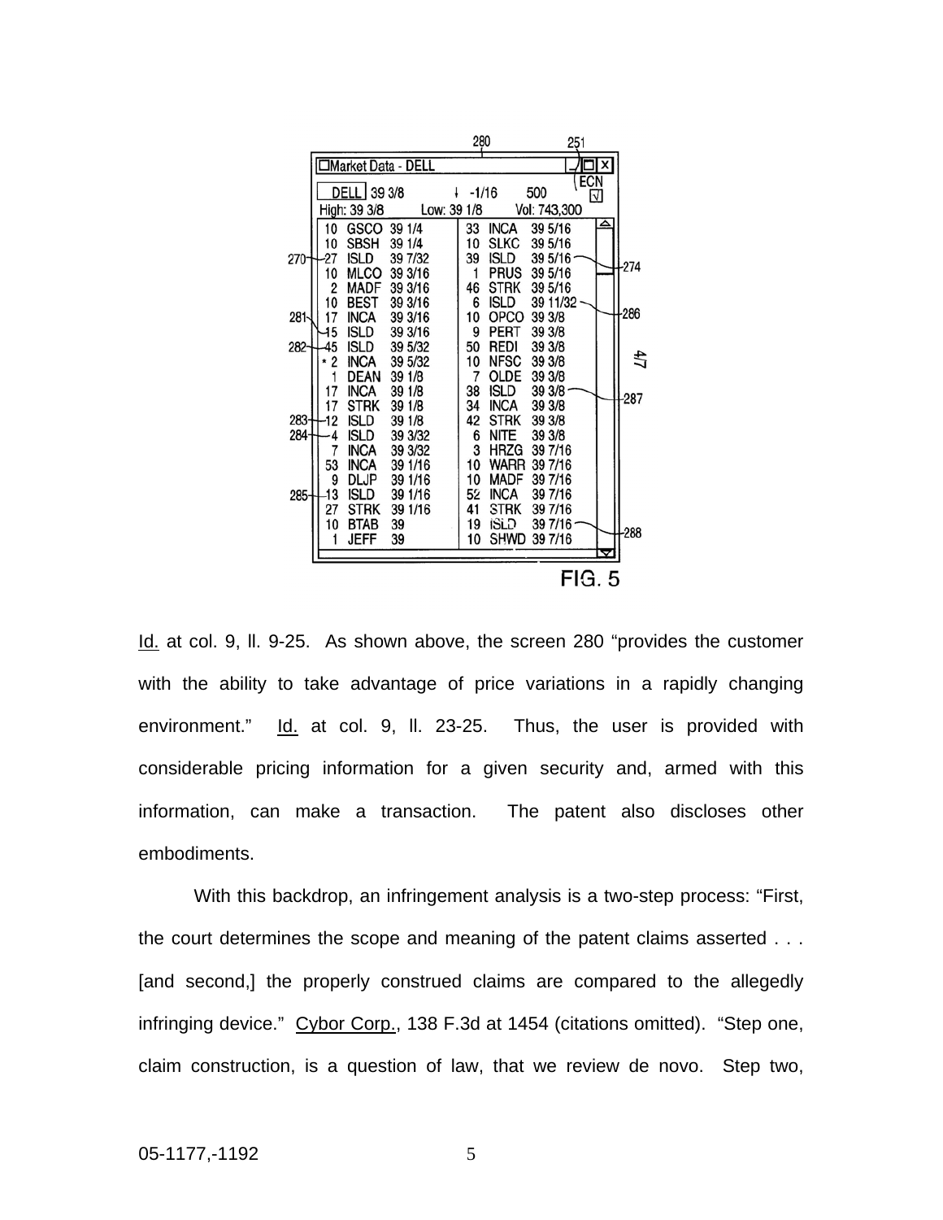FIG. 5

Id. at col. 9, ll. 9-25. As shown above, the screen 280 "provides the customer with the ability to take advantage of price variations in a rapidly changing environment." Id. at col. 9, ll. 23-25. Thus, the user is provided with considerable pricing information for a given security and, armed with this information, can make a transaction. The patent also discloses other embodiments.

With this backdrop, an infringement analysis is a two-step process: "First, the court determines the scope and meaning of the patent claims asserted . . . [and second,] the properly construed claims are compared to the allegedly infringing device." Cybor Corp., 138 F.3d at 1454 (citations omitted). "Step one, claim construction, is a question of law, that we review de novo. Step two,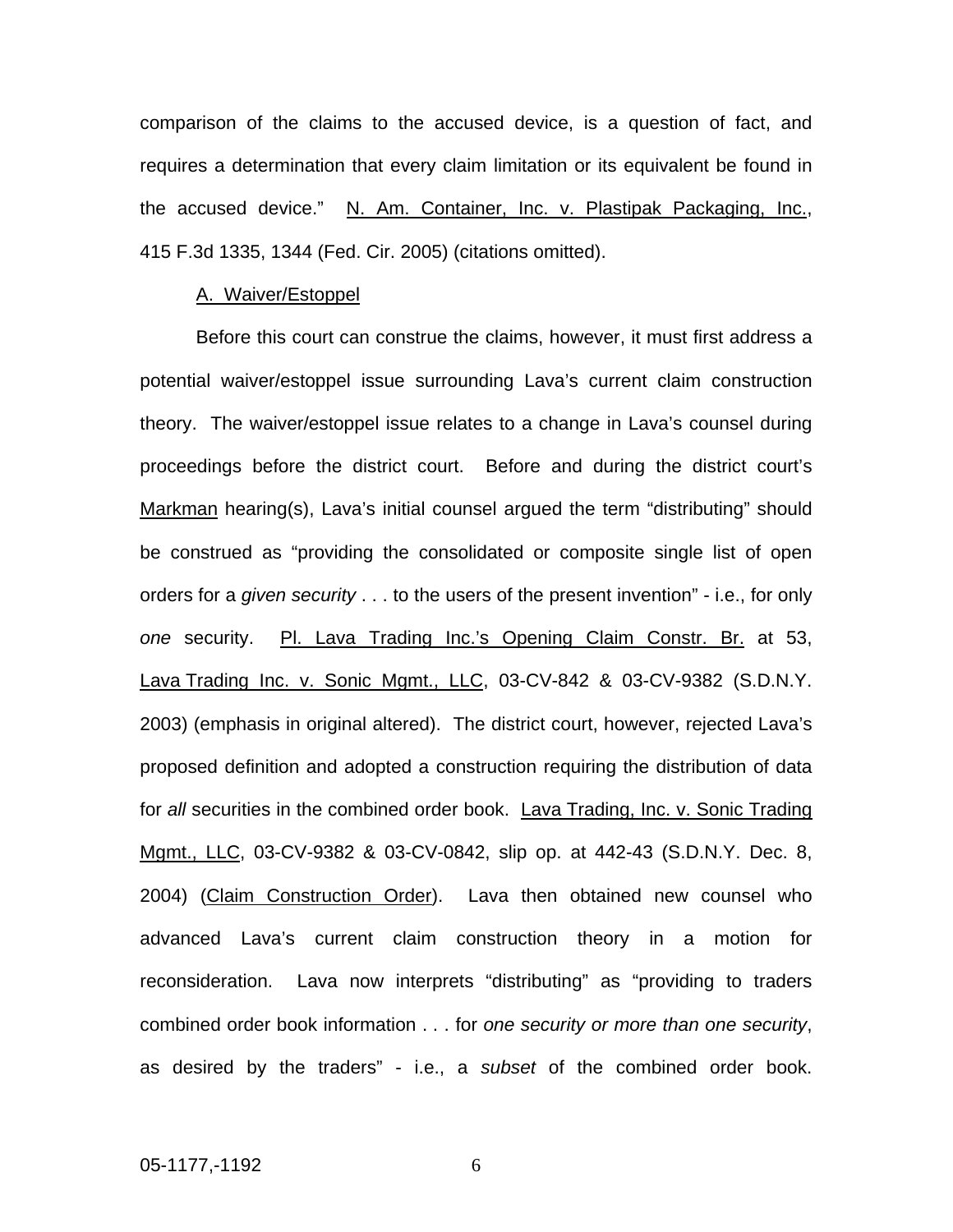comparison of the claims to the accused device, is a question of fact, and requires a determination that every claim limitation or its equivalent be found in the accused device." N. Am. Container, Inc. v. Plastipak Packaging, Inc., 415 F.3d 1335, 1344 (Fed. Cir. 2005) (citations omitted).

A. Waiver/Estoppel

Before this court can construe the claims, however, it must first address a potential waiver/estoppel issue surrounding Lava's current claim construction theory. The waiver/estoppel issue relates to a change in Lava's counsel during proceedings before the district court. Before and during the district court's Markman hearing(s), Lava's initial counsel argued the term "distributing" should be construed as "providing the consolidated or composite single list of open orders for a *given security* . . . to the users of the present invention" - i.e., for only *one* security. Pl. Lava Trading Inc.'s Opening Claim Constr. Br. at 53, Lava Trading Inc. v. Sonic Mgmt., LLC, 03-CV-842 & 03-CV-9382 (S.D.N.Y. 2003) (emphasis in original altered). The district court, however, rejected Lava's proposed definition and adopted a construction requiring the distribution of data for *all* securities in the combined order book. Lava Trading, Inc. v. Sonic Trading Mgmt., LLC, 03-CV-9382 & 03-CV-0842, slip op. at 442-43 (S.D.N.Y. Dec. 8, 2004) (Claim Construction Order). Lava then obtained new counsel who advanced Lava's current claim construction theory in a motion for reconsideration. Lava now interprets "distributing" as "providing to traders combined order book information . . . for *one security or more than one security*, as desired by the traders" - i.e., a *subset* of the combined order book.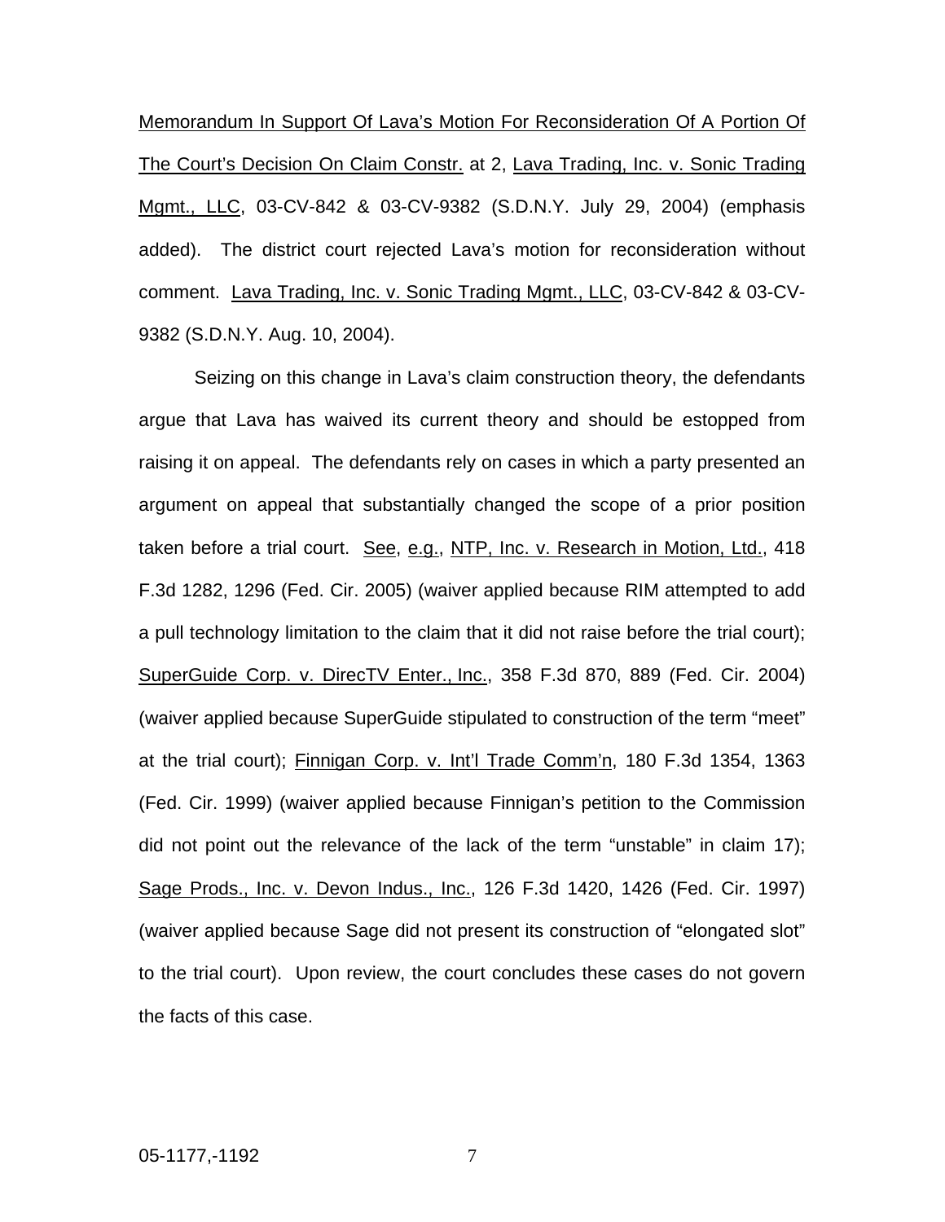Memorandum In Support Of Lava's Motion For Reconsideration Of A Portion Of The Court's Decision On Claim Constr. at 2, Lava Trading, Inc. v. Sonic Trading Mgmt., LLC, 03-CV-842 & 03-CV-9382 (S.D.N.Y. July 29, 2004) (emphasis added). The district court rejected Lava's motion for reconsideration without comment. Lava Trading, Inc. v. Sonic Trading Mgmt., LLC, 03-CV-842 & 03-CV-9382 (S.D.N.Y. Aug. 10, 2004).

Seizing on this change in Lava's claim construction theory, the defendants argue that Lava has waived its current theory and should be estopped from raising it on appeal. The defendants rely on cases in which a party presented an argument on appeal that substantially changed the scope of a prior position taken before a trial court. See, e.g., NTP, Inc. v. Research in Motion, Ltd., 418 F.3d 1282, 1296 (Fed. Cir. 2005) (waiver applied because RIM attempted to add a pull technology limitation to the claim that it did not raise before the trial court); SuperGuide Corp. v. DirecTV Enter., Inc., 358 F.3d 870, 889 (Fed. Cir. 2004) (waiver applied because SuperGuide stipulated to construction of the term "meet" at the trial court); Finnigan Corp. v. Int'l Trade Comm'n, 180 F.3d 1354, 1363 (Fed. Cir. 1999) (waiver applied because Finnigan's petition to the Commission did not point out the relevance of the lack of the term "unstable" in claim 17); Sage Prods., Inc. v. Devon Indus., Inc., 126 F.3d 1420, 1426 (Fed. Cir. 1997) (waiver applied because Sage did not present its construction of "elongated slot" to the trial court). Upon review, the court concludes these cases do not govern the facts of this case.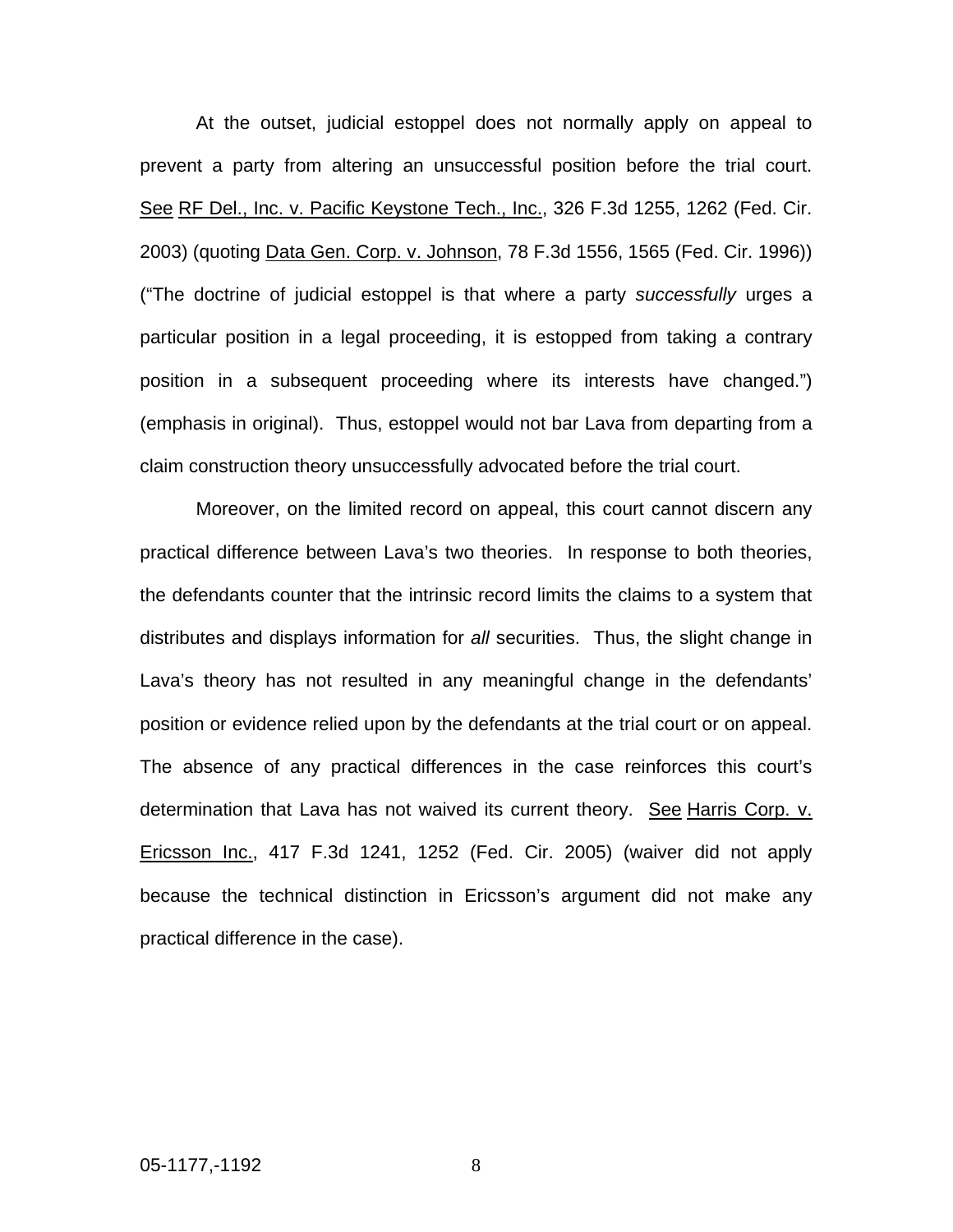At the outset, judicial estoppel does not normally apply on appeal to prevent a party from altering an unsuccessful position before the trial court. See RF Del., Inc. v. Pacific Keystone Tech., Inc., 326 F.3d 1255, 1262 (Fed. Cir. 2003) (quoting Data Gen. Corp. v. Johnson, 78 F.3d 1556, 1565 (Fed. Cir. 1996)) ("The doctrine of judicial estoppel is that where a party *successfully* urges a particular position in a legal proceeding, it is estopped from taking a contrary position in a subsequent proceeding where its interests have changed.") (emphasis in original). Thus, estoppel would not bar Lava from departing from a claim construction theory unsuccessfully advocated before the trial court.

Moreover, on the limited record on appeal, this court cannot discern any practical difference between Lava's two theories. In response to both theories, the defendants counter that the intrinsic record limits the claims to a system that distributes and displays information for *all* securities. Thus, the slight change in Lava's theory has not resulted in any meaningful change in the defendants' position or evidence relied upon by the defendants at the trial court or on appeal. The absence of any practical differences in the case reinforces this court's determination that Lava has not waived its current theory. See Harris Corp. v. Ericsson Inc., 417 F.3d 1241, 1252 (Fed. Cir. 2005) (waiver did not apply because the technical distinction in Ericsson's argument did not make any practical difference in the case).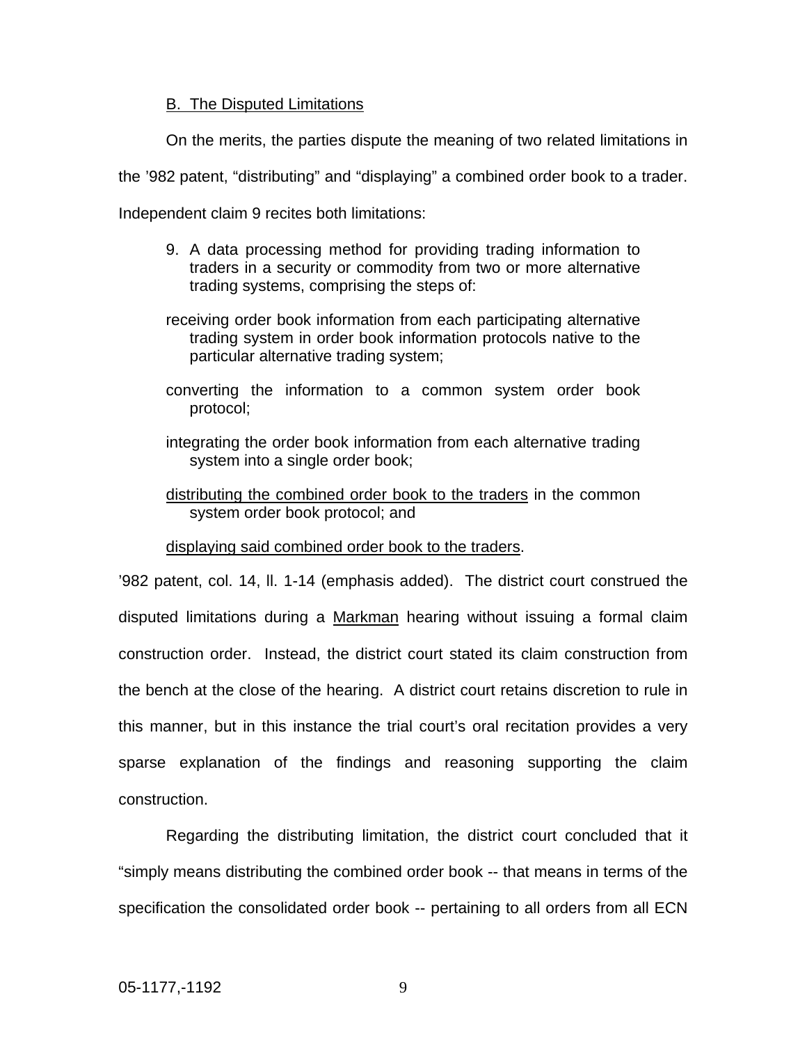B. The Disputed Limitations

On the merits, the parties dispute the meaning of two related limitations in the ’982 patent, “distributing” and “displaying” a combined order book to a trader. Independent claim 9 recites both limitations:

> 9. A data processing method for providing trading information to traders in a security or commodity from two or more alternative trading systems, comprising the steps of:
>
> receiving order book information from each participating alternative trading system in order book information protocols native to the particular alternative trading system;
>
> converting the information to a common system order book protocol;
>
> integrating the order book information from each alternative trading system into a single order book;
>
> distributing the combined order book to the traders in the common system order book protocol; and
>
> displaying said combined order book to the traders.

’982 patent, col. 14, ll. 1-14 (emphasis added). The district court construed the disputed limitations during a Markman hearing without issuing a formal claim construction order. Instead, the district court stated its claim construction from the bench at the close of the hearing. A district court retains discretion to rule in this manner, but in this instance the trial court’s oral recitation provides a very sparse explanation of the findings and reasoning supporting the claim construction.

Regarding the distributing limitation, the district court concluded that it “simply means distributing the combined order book -- that means in terms of the specification the consolidated order book -- pertaining to all orders from all ECN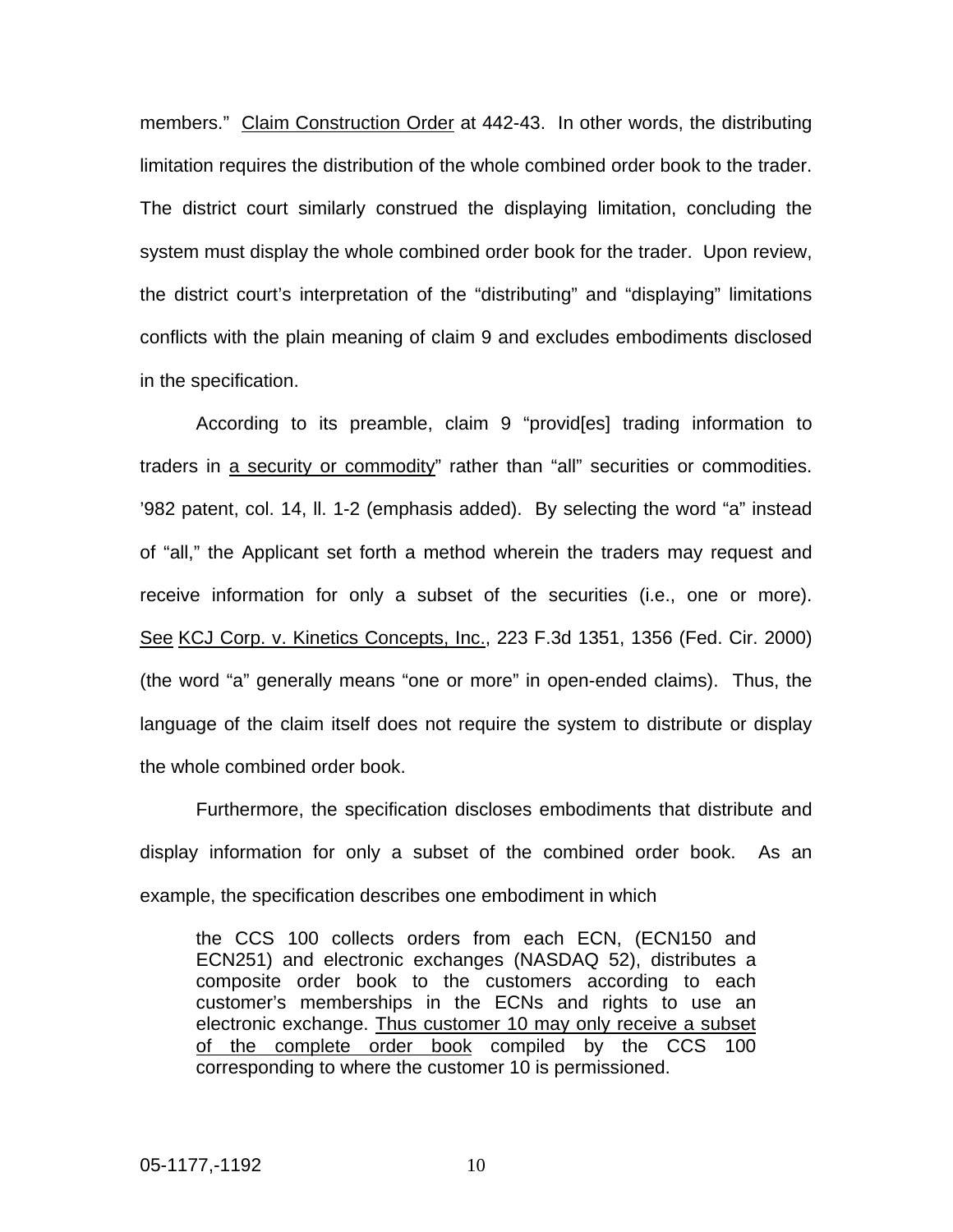members." Claim Construction Order at 442-43. In other words, the distributing limitation requires the distribution of the whole combined order book to the trader. The district court similarly construed the displaying limitation, concluding the system must display the whole combined order book for the trader. Upon review, the district court's interpretation of the "distributing" and "displaying" limitations conflicts with the plain meaning of claim 9 and excludes embodiments disclosed in the specification.

According to its preamble, claim 9 "provid[es] trading information to traders in a security or commodity" rather than "all" securities or commodities. '982 patent, col. 14, ll. 1-2 (emphasis added). By selecting the word "a" instead of "all," the Applicant set forth a method wherein the traders may request and receive information for only a subset of the securities (i.e., one or more). See KCJ Corp. v. Kinetics Concepts, Inc., 223 F.3d 1351, 1356 (Fed. Cir. 2000) (the word "a" generally means "one or more" in open-ended claims). Thus, the language of the claim itself does not require the system to distribute or display the whole combined order book.

Furthermore, the specification discloses embodiments that distribute and display information for only a subset of the combined order book. As an example, the specification describes one embodiment in which

> the CCS 100 collects orders from each ECN, (ECN150 and ECN251) and electronic exchanges (NASDAQ 52), distributes a composite order book to the customers according to each customer's memberships in the ECNs and rights to use an electronic exchange. Thus customer 10 may only receive a subset of the complete order book compiled by the CCS 100 corresponding to where the customer 10 is permissioned.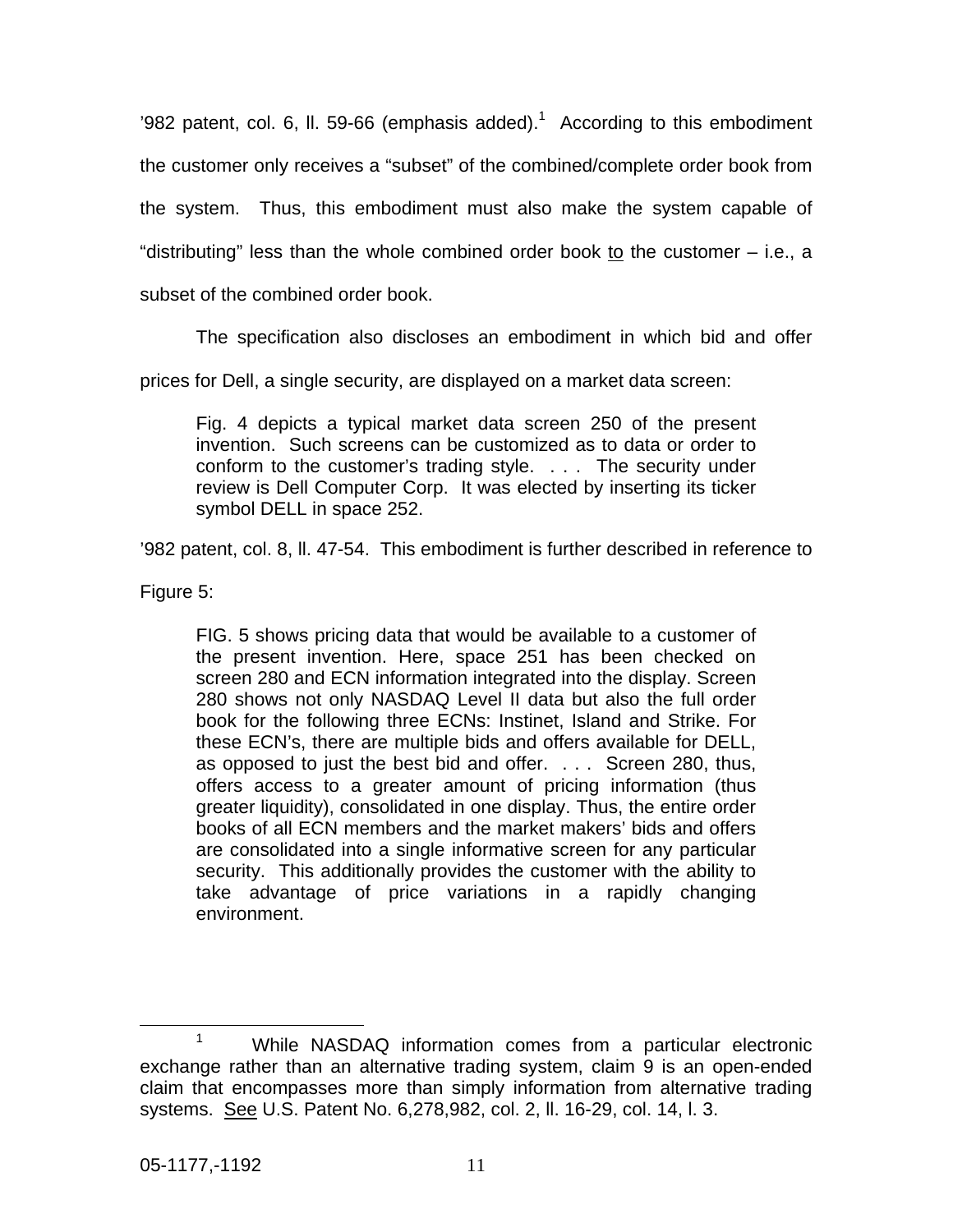’982 patent, col. 6, ll. 59-66 (emphasis added).[1] According to this embodiment the customer only receives a “subset” of the combined/complete order book from the system. Thus, this embodiment must also make the system capable of “distributing” less than the whole combined order book to the customer – i.e., a subset of the combined order book.

The specification also discloses an embodiment in which bid and offer prices for Dell, a single security, are displayed on a market data screen:

> Fig. 4 depicts a typical market data screen 250 of the present invention. Such screens can be customized as to data or order to conform to the customer’s trading style. . . . The security under review is Dell Computer Corp. It was elected by inserting its ticker symbol DELL in space 252.

’982 patent, col. 8, ll. 47-54. This embodiment is further described in reference to Figure 5:

> FIG. 5 shows pricing data that would be available to a customer of the present invention. Here, space 251 has been checked on screen 280 and ECN information integrated into the display. Screen 280 shows not only NASDAQ Level II data but also the full order book for the following three ECNs: Instinet, Island and Strike. For these ECN’s, there are multiple bids and offers available for DELL, as opposed to just the best bid and offer. . . . Screen 280, thus, offers access to a greater amount of pricing information (thus greater liquidity), consolidated in one display. Thus, the entire order books of all ECN members and the market makers’ bids and offers are consolidated into a single informative screen for any particular security. This additionally provides the customer with the ability to take advantage of price variations in a rapidly changing environment.

[1] While NASDAQ information comes from a particular electronic exchange rather than an alternative trading system, claim 9 is an open-ended claim that encompasses more than simply information from alternative trading systems. See U.S. Patent No. 6,278,982, col. 2, ll. 16-29, col. 14, l. 3.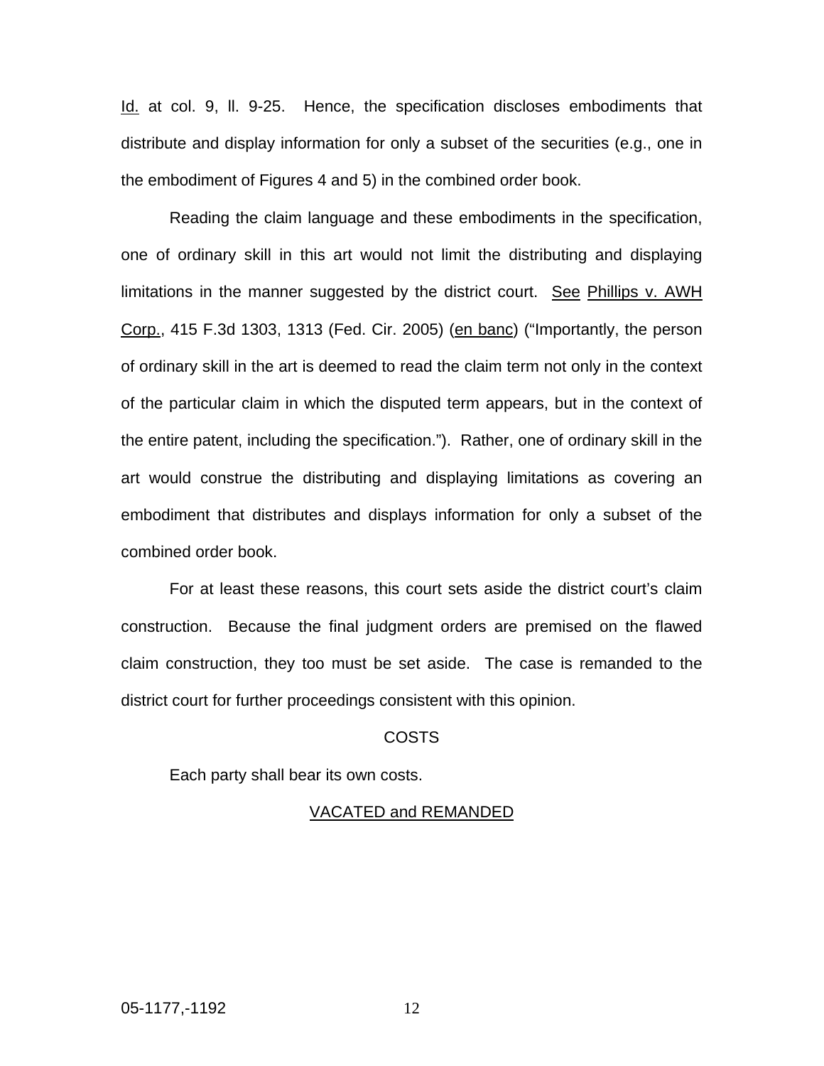Id. at col. 9, ll. 9-25. Hence, the specification discloses embodiments that distribute and display information for only a subset of the securities (e.g., one in the embodiment of Figures 4 and 5) in the combined order book.

Reading the claim language and these embodiments in the specification, one of ordinary skill in this art would not limit the distributing and displaying limitations in the manner suggested by the district court. See Phillips v. AWH Corp., 415 F.3d 1303, 1313 (Fed. Cir. 2005) (en banc) ("Importantly, the person of ordinary skill in the art is deemed to read the claim term not only in the context of the particular claim in which the disputed term appears, but in the context of the entire patent, including the specification."). Rather, one of ordinary skill in the art would construe the distributing and displaying limitations as covering an embodiment that distributes and displays information for only a subset of the combined order book.

For at least these reasons, this court sets aside the district court's claim construction. Because the final judgment orders are premised on the flawed claim construction, they too must be set aside. The case is remanded to the district court for further proceedings consistent with this opinion.

## COSTS

Each party shall bear its own costs.

VACATED and REMANDED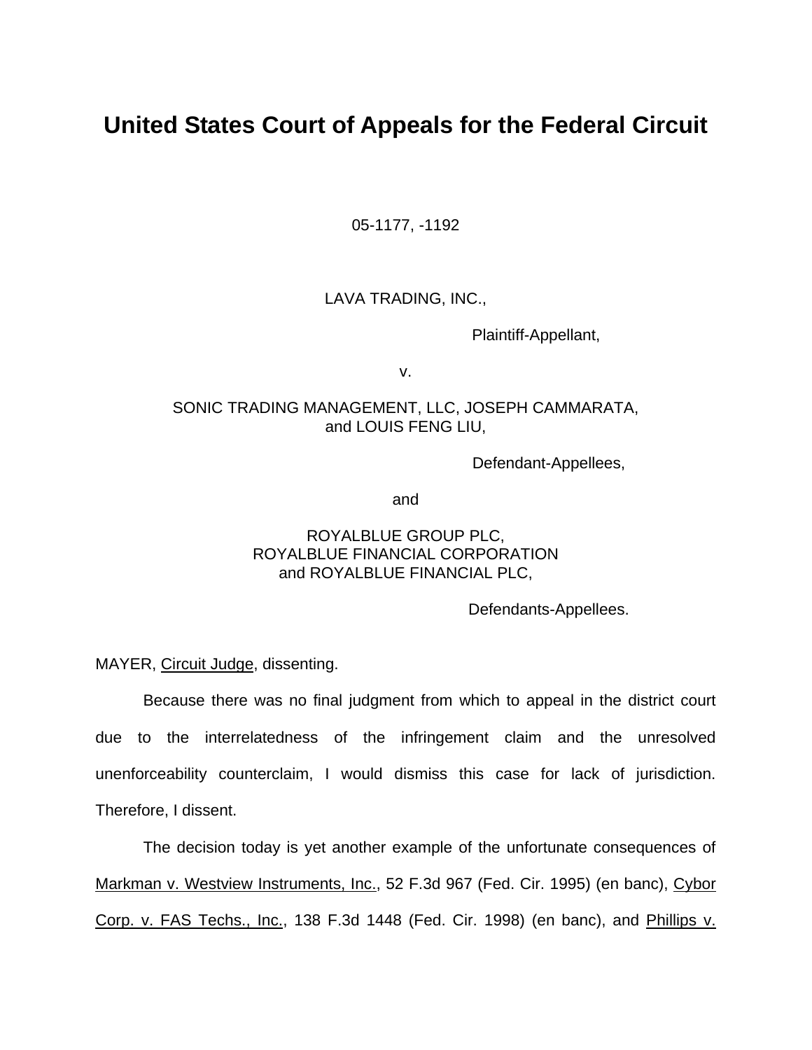# United States Court of Appeals for the Federal Circuit

05-1177, -1192

LAVA TRADING, INC.,

Plaintiff-Appellant,

v.

SONIC TRADING MANAGEMENT, LLC, JOSEPH CAMMARATA, and LOUIS FENG LIU,

Defendant-Appellees,

and

ROYALBLUE GROUP PLC, ROYALBLUE FINANCIAL CORPORATION and ROYALBLUE FINANCIAL PLC,

Defendants-Appellees.

MAYER, Circuit Judge, dissenting.

Because there was no final judgment from which to appeal in the district court due to the interrelatedness of the infringement claim and the unresolved unenforceability counterclaim, I would dismiss this case for lack of jurisdiction. Therefore, I dissent.

The decision today is yet another example of the unfortunate consequences of Markman v. Westview Instruments, Inc., 52 F.3d 967 (Fed. Cir. 1995) (en banc), Cybor Corp. v. FAS Techs., Inc., 138 F.3d 1448 (Fed. Cir. 1998) (en banc), and Phillips v.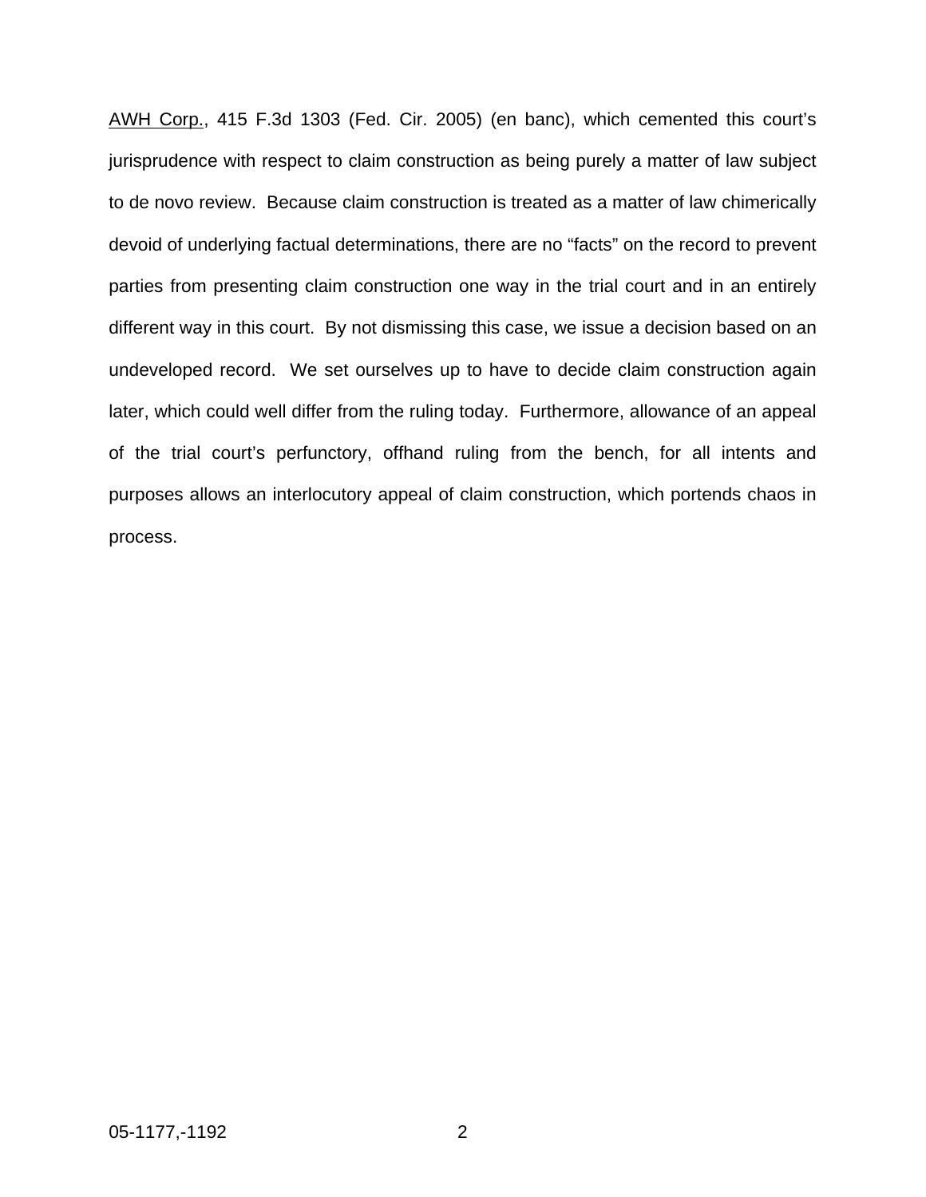AWH Corp., 415 F.3d 1303 (Fed. Cir. 2005) (en banc), which cemented this court's jurisprudence with respect to claim construction as being purely a matter of law subject to de novo review. Because claim construction is treated as a matter of law chimerically devoid of underlying factual determinations, there are no "facts" on the record to prevent parties from presenting claim construction one way in the trial court and in an entirely different way in this court. By not dismissing this case, we issue a decision based on an undeveloped record. We set ourselves up to have to decide claim construction again later, which could well differ from the ruling today. Furthermore, allowance of an appeal of the trial court's perfunctory, offhand ruling from the bench, for all intents and purposes allows an interlocutory appeal of claim construction, which portends chaos in process.